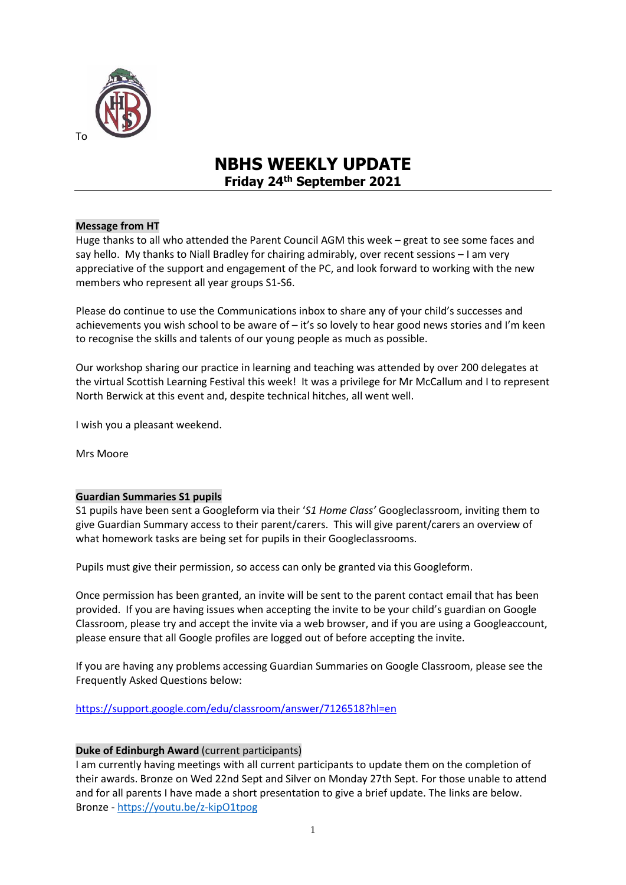To

# NBHS WEEKLY UPDATE
## Friday 24th September 2021

**Message from HT**

Huge thanks to all who attended the Parent Council AGM this week – great to see some faces and say hello. My thanks to Niall Bradley for chairing admirably, over recent sessions – I am very appreciative of the support and engagement of the PC, and look forward to working with the new members who represent all year groups S1-S6.

Please do continue to use the Communications inbox to share any of your child's successes and achievements you wish school to be aware of – it's so lovely to hear good news stories and I'm keen to recognise the skills and talents of our young people as much as possible.

Our workshop sharing our practice in learning and teaching was attended by over 200 delegates at the virtual Scottish Learning Festival this week! It was a privilege for Mr McCallum and I to represent North Berwick at this event and, despite technical hitches, all went well.

I wish you a pleasant weekend.

Mrs Moore

**Guardian Summaries S1 pupils**

S1 pupils have been sent a Googleform via their '*S1 Home Class'* Googleclassroom, inviting them to give Guardian Summary access to their parent/carers. This will give parent/carers an overview of what homework tasks are being set for pupils in their Googleclassrooms.

Pupils must give their permission, so access can only be granted via this Googleform.

Once permission has been granted, an invite will be sent to the parent contact email that has been provided. If you are having issues when accepting the invite to be your child's guardian on Google Classroom, please try and accept the invite via a web browser, and if you are using a Googleaccount, please ensure that all Google profiles are logged out of before accepting the invite.

If you are having any problems accessing Guardian Summaries on Google Classroom, please see the Frequently Asked Questions below:

https://support.google.com/edu/classroom/answer/7126518?hl=en

**Duke of Edinburgh Award** (current participants)

I am currently having meetings with all current participants to update them on the completion of their awards. Bronze on Wed 22nd Sept and Silver on Monday 27th Sept. For those unable to attend and for all parents I have made a short presentation to give a brief update. The links are below.
Bronze - https://youtu.be/z-kipO1tpog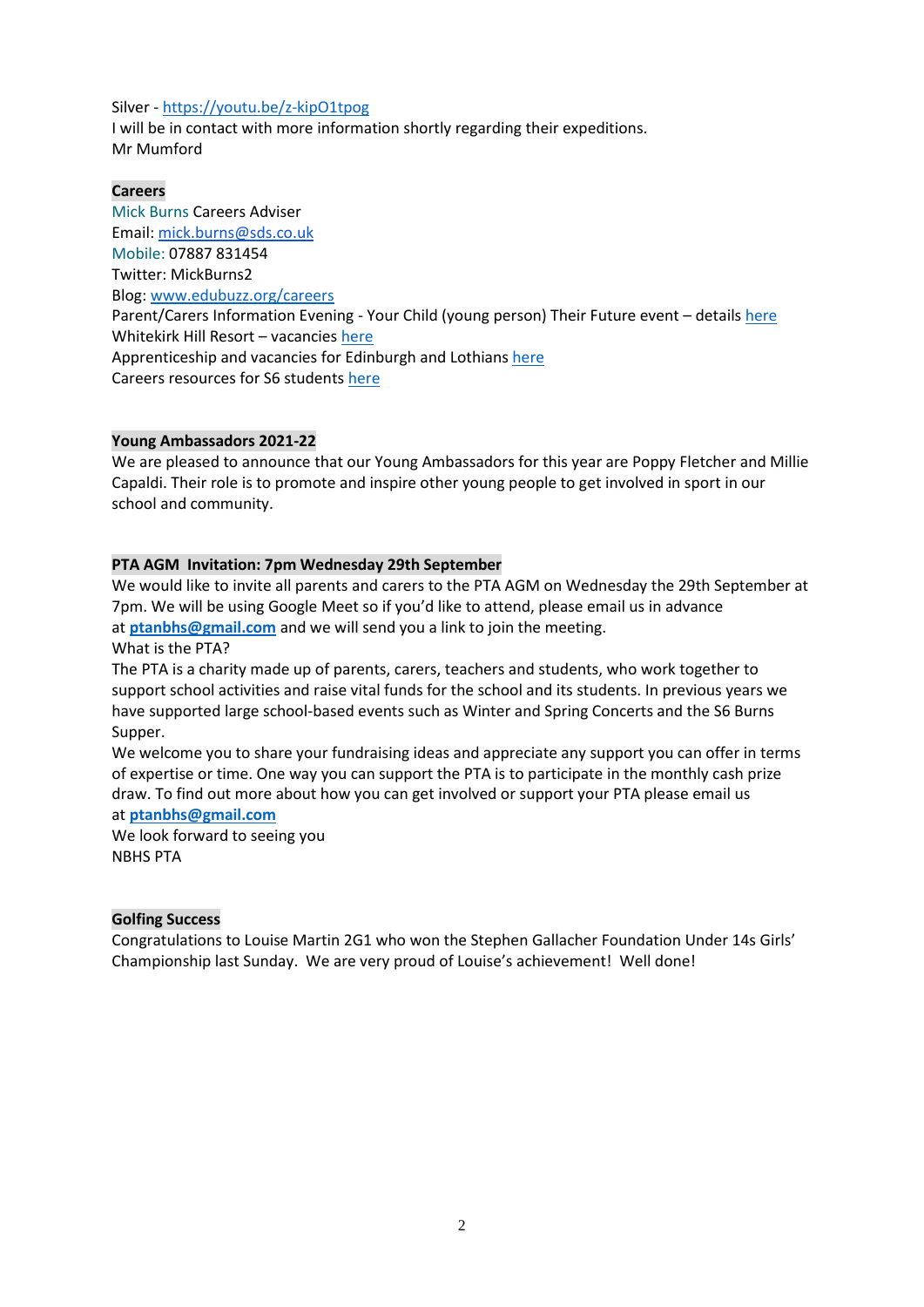Silver - https://youtu.be/z-kipO1tpog
I will be in contact with more information shortly regarding their expeditions.
Mr Mumford

**Careers**

Mick Burns Careers Adviser
Email: mick.burns@sds.co.uk
Mobile: 07887 831454
Twitter: MickBurns2
Blog: www.edubuzz.org/careers
Parent/Carers Information Evening - Your Child (young person) Their Future event – details here
Whitekirk Hill Resort – vacancies here
Apprenticeship and vacancies for Edinburgh and Lothians here
Careers resources for S6 students here

**Young Ambassadors 2021-22**

We are pleased to announce that our Young Ambassadors for this year are Poppy Fletcher and Millie Capaldi. Their role is to promote and inspire other young people to get involved in sport in our school and community.

**PTA AGM Invitation: 7pm Wednesday 29th September**

We would like to invite all parents and carers to the PTA AGM on Wednesday the 29th September at 7pm. We will be using Google Meet so if you'd like to attend, please email us in advance at **ptanbhs@gmail.com** and we will send you a link to join the meeting.
What is the PTA?
The PTA is a charity made up of parents, carers, teachers and students, who work together to support school activities and raise vital funds for the school and its students. In previous years we have supported large school-based events such as Winter and Spring Concerts and the S6 Burns Supper.
We welcome you to share your fundraising ideas and appreciate any support you can offer in terms of expertise or time. One way you can support the PTA is to participate in the monthly cash prize draw. To find out more about how you can get involved or support your PTA please email us at **ptanbhs@gmail.com**
We look forward to seeing you
NBHS PTA

**Golfing Success**

Congratulations to Louise Martin 2G1 who won the Stephen Gallacher Foundation Under 14s Girls' Championship last Sunday. We are very proud of Louise's achievement! Well done!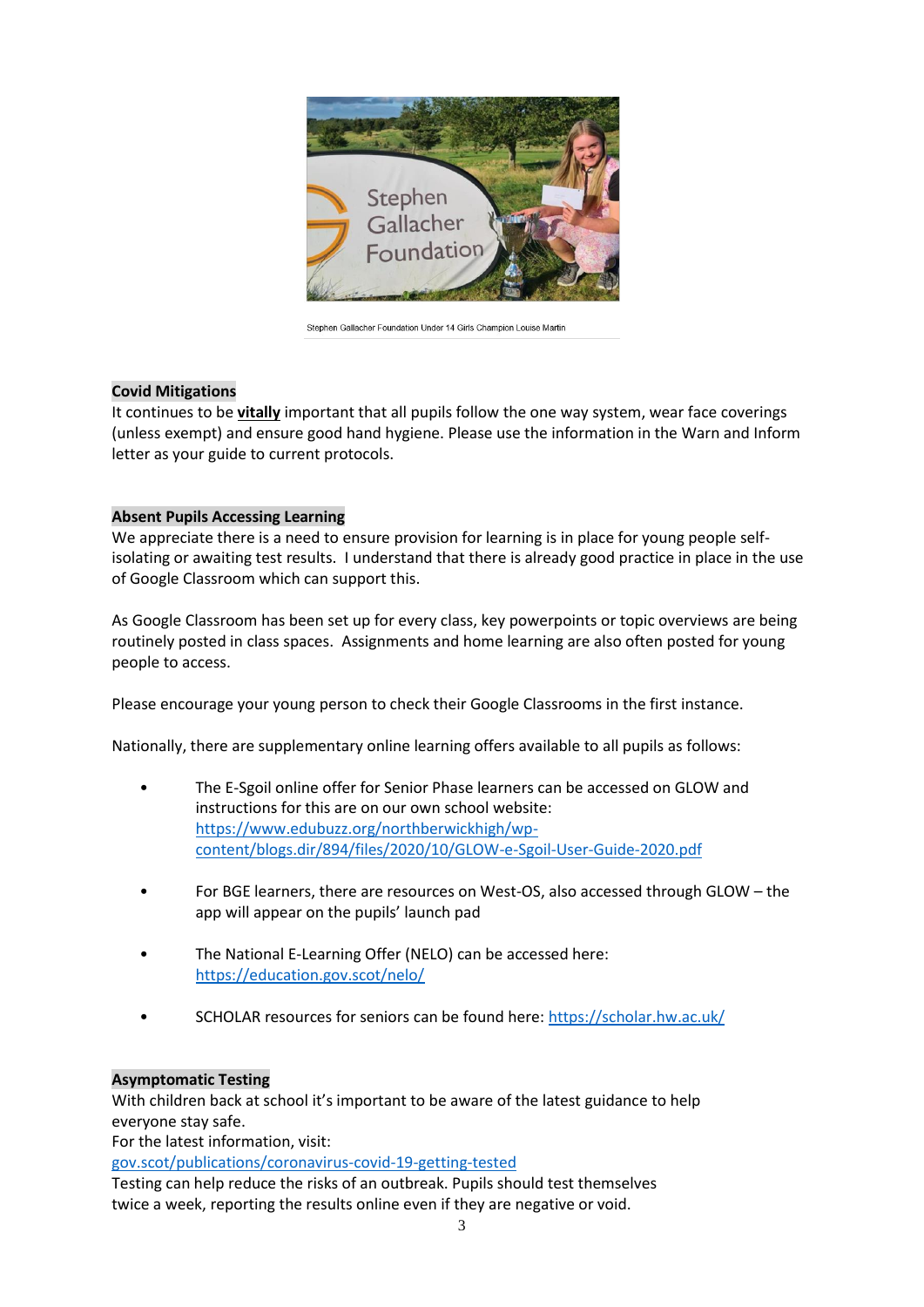Stephen Gallacher Foundation Under 14 Girls Champion Louise Martin

**Covid Mitigations**

It continues to be **vitally** important that all pupils follow the one way system, wear face coverings (unless exempt) and ensure good hand hygiene. Please use the information in the Warn and Inform letter as your guide to current protocols.

**Absent Pupils Accessing Learning**

We appreciate there is a need to ensure provision for learning is in place for young people self-isolating or awaiting test results. I understand that there is already good practice in place in the use of Google Classroom which can support this.

As Google Classroom has been set up for every class, key powerpoints or topic overviews are being routinely posted in class spaces. Assignments and home learning are also often posted for young people to access.

Please encourage your young person to check their Google Classrooms in the first instance.

Nationally, there are supplementary online learning offers available to all pupils as follows:

- The E-Sgoil online offer for Senior Phase learners can be accessed on GLOW and instructions for this are on our own school website: https://www.edubuzz.org/northberwickhigh/wp-content/blogs.dir/894/files/2020/10/GLOW-e-Sgoil-User-Guide-2020.pdf

- For BGE learners, there are resources on West-OS, also accessed through GLOW – the app will appear on the pupils' launch pad

- The National E-Learning Offer (NELO) can be accessed here: https://education.gov.scot/nelo/

- SCHOLAR resources for seniors can be found here: https://scholar.hw.ac.uk/

**Asymptomatic Testing**

With children back at school it's important to be aware of the latest guidance to help everyone stay safe.
For the latest information, visit:
gov.scot/publications/coronavirus-covid-19-getting-tested
Testing can help reduce the risks of an outbreak. Pupils should test themselves twice a week, reporting the results online even if they are negative or void.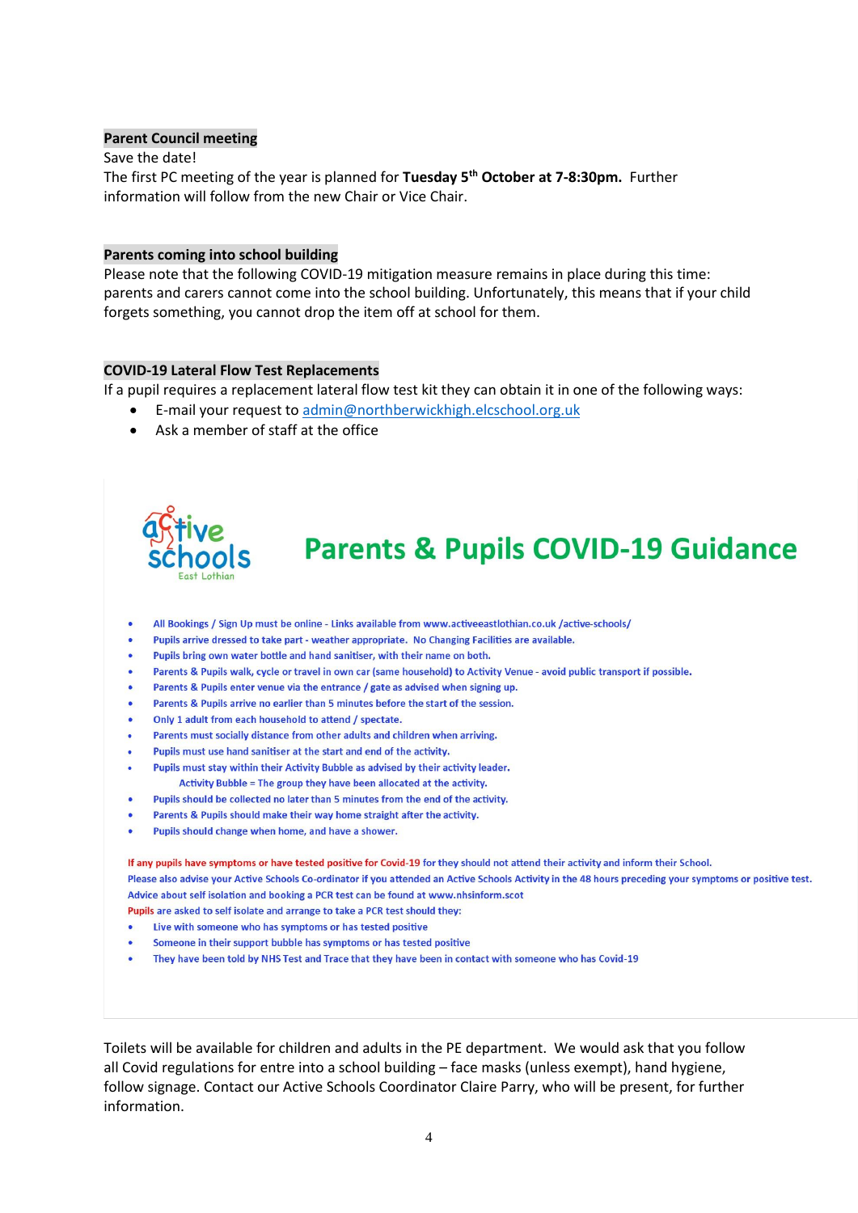**Parent Council meeting**

Save the date!

The first PC meeting of the year is planned for **Tuesday 5th October at 7-8:30pm.** Further information will follow from the new Chair or Vice Chair.

**Parents coming into school building**

Please note that the following COVID-19 mitigation measure remains in place during this time: parents and carers cannot come into the school building. Unfortunately, this means that if your child forgets something, you cannot drop the item off at school for them.

**COVID-19 Lateral Flow Test Replacements**

If a pupil requires a replacement lateral flow test kit they can obtain it in one of the following ways:

- E-mail your request to admin@northberwickhigh.elcschool.org.uk
- Ask a member of staff at the office

active schools East Lothian

## Parents & Pupils COVID-19 Guidance

- All Bookings / Sign Up must be online - Links available from www.activeeastlothian.co.uk /active-schools/
- Pupils arrive dressed to take part - weather appropriate. No Changing Facilities are available.
- Pupils bring own water bottle and hand sanitiser, with their name on both.
- Parents & Pupils walk, cycle or travel in own car (same household) to Activity Venue - avoid public transport if possible.
- Parents & Pupils enter venue via the entrance / gate as advised when signing up.
- Parents & Pupils arrive no earlier than 5 minutes before the start of the session.
- Only 1 adult from each household to attend / spectate.
- Parents must socially distance from other adults and children when arriving.
- Pupils must use hand sanitiser at the start and end of the activity.
- Pupils must stay within their Activity Bubble as advised by their activity leader.
  Activity Bubble = The group they have been allocated at the activity.
- Pupils should be collected no later than 5 minutes from the end of the activity.
- Parents & Pupils should make their way home straight after the activity.
- Pupils should change when home, and have a shower.

If any pupils have symptoms or have tested positive for Covid-19 for they should not attend their activity and inform their School.
Please also advise your Active Schools Co-ordinator if you attended an Active Schools Activity in the 48 hours preceding your symptoms or positive test.
Advice about self isolation and booking a PCR test can be found at www.nhsinform.scot
Pupils are asked to self isolate and arrange to take a PCR test should they:

- Live with someone who has symptoms or has tested positive
- Someone in their support bubble has symptoms or has tested positive
- They have been told by NHS Test and Trace that they have been in contact with someone who has Covid-19

Toilets will be available for children and adults in the PE department. We would ask that you follow all Covid regulations for entre into a school building – face masks (unless exempt), hand hygiene, follow signage. Contact our Active Schools Coordinator Claire Parry, who will be present, for further information.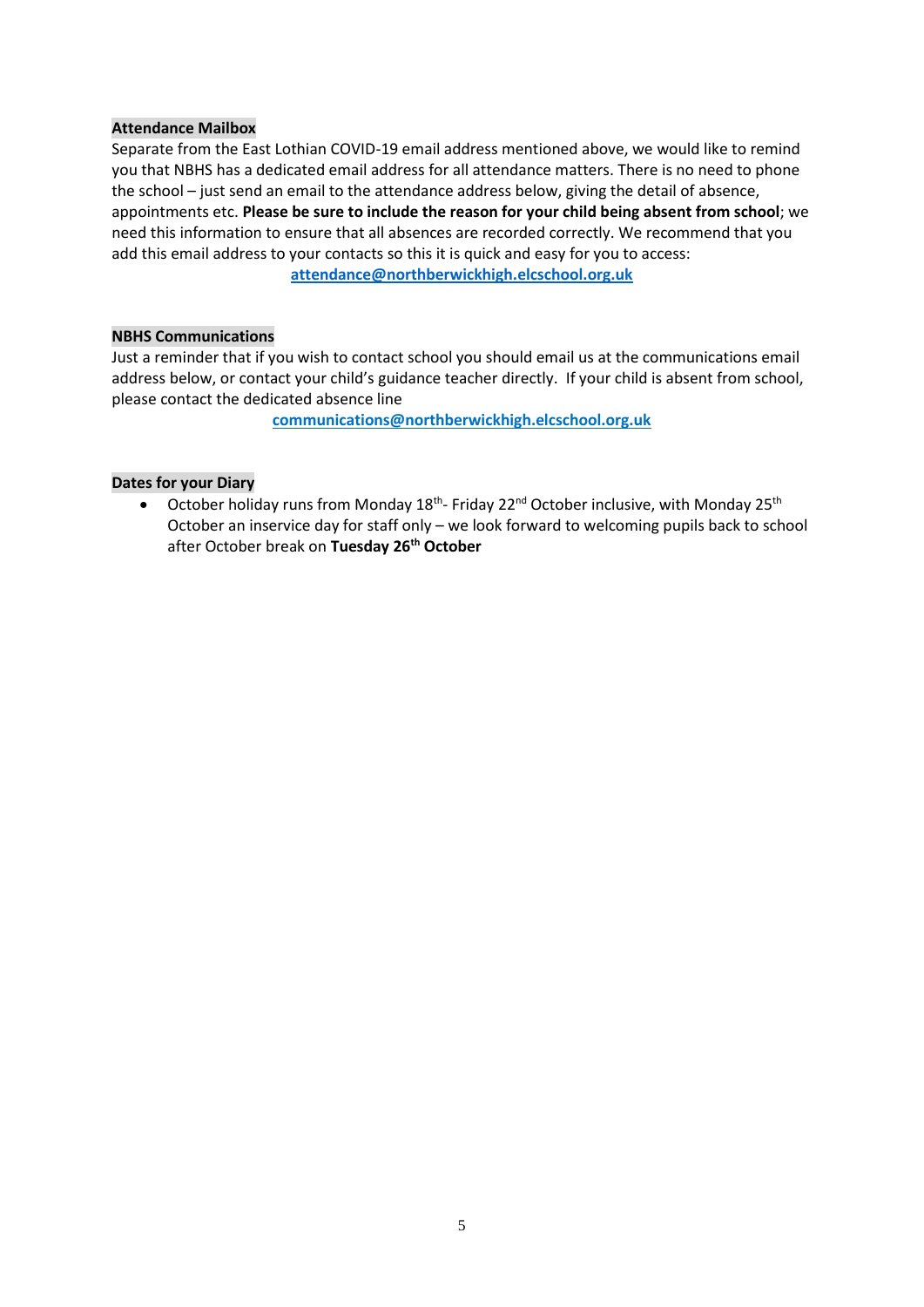**Attendance Mailbox**

Separate from the East Lothian COVID-19 email address mentioned above, we would like to remind you that NBHS has a dedicated email address for all attendance matters. There is no need to phone the school – just send an email to the attendance address below, giving the detail of absence, appointments etc. **Please be sure to include the reason for your child being absent from school**; we need this information to ensure that all absences are recorded correctly. We recommend that you add this email address to your contacts so this it is quick and easy for you to access:

**attendance@northberwickhigh.elcschool.org.uk**

**NBHS Communications**

Just a reminder that if you wish to contact school you should email us at the communications email address below, or contact your child's guidance teacher directly. If your child is absent from school, please contact the dedicated absence line

**communications@northberwickhigh.elcschool.org.uk**

**Dates for your Diary**

- October holiday runs from Monday 18th- Friday 22nd October inclusive, with Monday 25th October an inservice day for staff only – we look forward to welcoming pupils back to school after October break on **Tuesday 26th October**